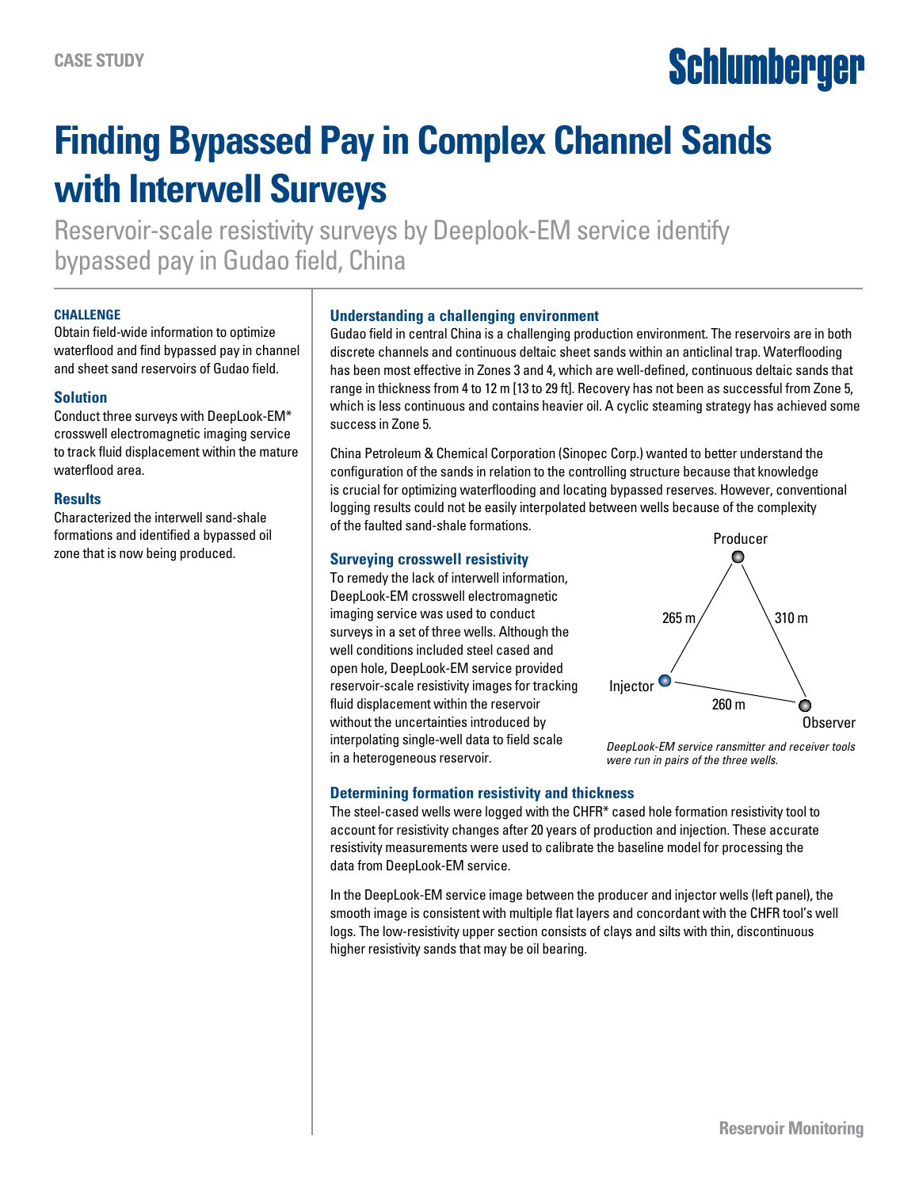CASE STUDY

# Finding Bypassed Pay in Complex Channel Sands with Interwell Surveys

Reservoir-scale resistivity surveys by Deeplook-EM service identify bypassed pay in Gudao field, China

### CHALLENGE

Obtain field-wide information to optimize waterflood and find bypassed pay in channel and sheet sand reservoirs of Gudao field.

### Solution

Conduct three surveys with DeepLook-EM* crosswell electromagnetic imaging service to track fluid displacement within the mature waterflood area.

### Results

Characterized the interwell sand-shale formations and identified a bypassed oil zone that is now being produced.

### Understanding a challenging environment

Gudao field in central China is a challenging production environment. The reservoirs are in both discrete channels and continuous deltaic sheet sands within an anticlinal trap. Waterflooding has been most effective in Zones 3 and 4, which are well-defined, continuous deltaic sands that range in thickness from 4 to 12 m [13 to 29 ft]. Recovery has not been as successful from Zone 5, which is less continuous and contains heavier oil. A cyclic steaming strategy has achieved some success in Zone 5.

China Petroleum & Chemical Corporation (Sinopec Corp.) wanted to better understand the configuration of the sands in relation to the controlling structure because that knowledge is crucial for optimizing waterflooding and locating bypassed reserves. However, conventional logging results could not be easily interpolated between wells because of the complexity of the faulted sand-shale formations.

### Surveying crosswell resistivity

To remedy the lack of interwell information, DeepLook-EM crosswell electromagnetic imaging service was used to conduct surveys in a set of three wells. Although the well conditions included steel cased and open hole, DeepLook-EM service provided reservoir-scale resistivity images for tracking fluid displacement within the reservoir without the uncertainties introduced by interpolating single-well data to field scale in a heterogeneous reservoir.

Producer

265 m

310 m

Injector

260 m

Observer

*DeepLook-EM service ransmitter and receiver tools were run in pairs of the three wells.*

### Determining formation resistivity and thickness

The steel-cased wells were logged with the CHFR* cased hole formation resistivity tool to account for resistivity changes after 20 years of production and injection. These accurate resistivity measurements were used to calibrate the baseline model for processing the data from DeepLook-EM service.

In the DeepLook-EM service image between the producer and injector wells (left panel), the smooth image is consistent with multiple flat layers and concordant with the CHFR tool's well logs. The low-resistivity upper section consists of clays and silts with thin, discontinuous higher resistivity sands that may be oil bearing.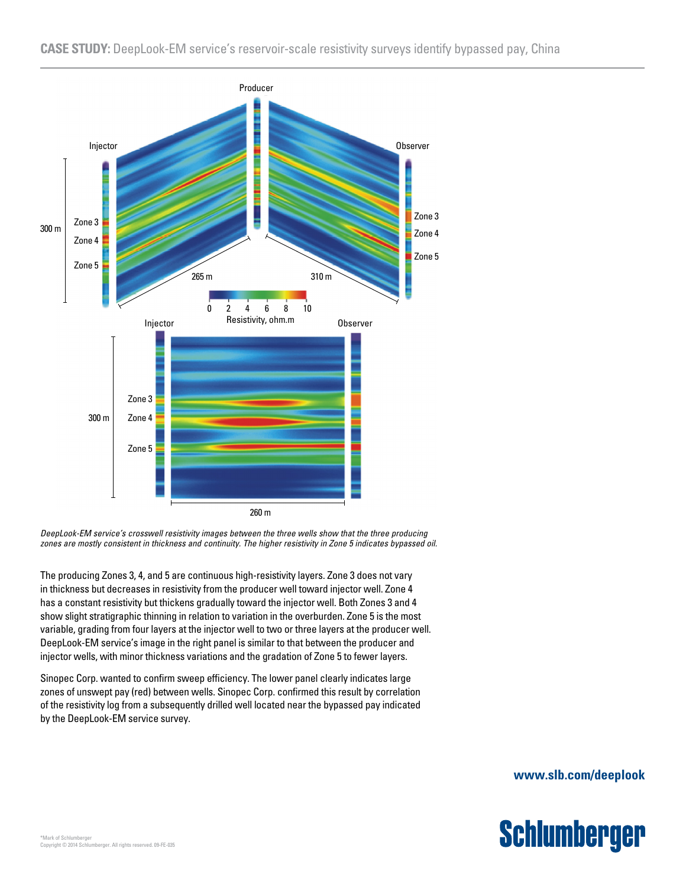**CASE STUDY:** DeepLook-EM service's reservoir-scale resistivity surveys identify bypassed pay, China

Producer

Injector

Observer

300 m

Zone 3

Zone 4

Zone 5

265 m

310 m

0 2 4 6 8 10

Resistivity, ohm.m

Injector

Observer

300 m

Zone 3

Zone 4

Zone 5

260 m

*DeepLook-EM service's crosswell resistivity images between the three wells show that the three producing zones are mostly consistent in thickness and continuity. The higher resistivity in Zone 5 indicates bypassed oil.*

The producing Zones 3, 4, and 5 are continuous high-resistivity layers. Zone 3 does not vary in thickness but decreases in resistivity from the producer well toward injector well. Zone 4 has a constant resistivity but thickens gradually toward the injector well. Both Zones 3 and 4 show slight stratigraphic thinning in relation to variation in the overburden. Zone 5 is the most variable, grading from four layers at the injector well to two or three layers at the producer well. DeepLook-EM service's image in the right panel is similar to that between the producer and injector wells, with minor thickness variations and the gradation of Zone 5 to fewer layers.

Sinopec Corp. wanted to confirm sweep efficiency. The lower panel clearly indicates large zones of unswept pay (red) between wells. Sinopec Corp. confirmed this result by correlation of the resistivity log from a subsequently drilled well located near the bypassed pay indicated by the DeepLook-EM service survey.

**www.slb.com/deeplook**

*Mark of Schlumberger
Copyright © 2014 Schlumberger. All rights reserved. 09-FE-035

**Schlumberger**